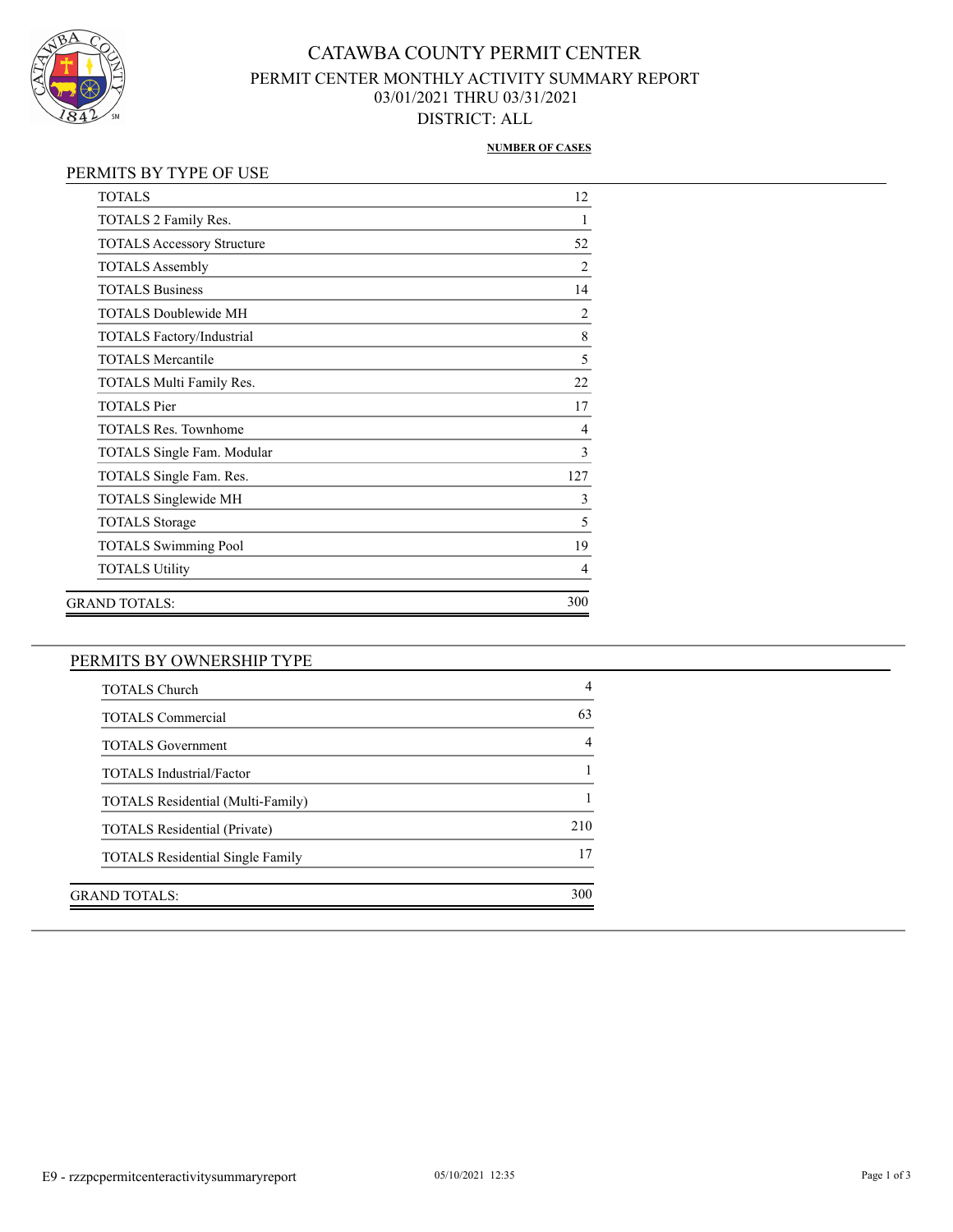# CATAWBA COUNTY PERMIT CENTER

## PERMIT CENTER MONTHLY ACTIVITY SUMMARY REPORT

03/01/2021 THRU 03/31/2021

DISTRICT: ALL

### PERMITS BY TYPE OF USE

| | NUMBER OF CASES |
|---|---|
| TOTALS | 12 |
| TOTALS 2 Family Res. | 1 |
| TOTALS Accessory Structure | 52 |
| TOTALS Assembly | 2 |
| TOTALS Business | 14 |
| TOTALS Doublewide MH | 2 |
| TOTALS Factory/Industrial | 8 |
| TOTALS Mercantile | 5 |
| TOTALS Multi Family Res. | 22 |
| TOTALS Pier | 17 |
| TOTALS Res. Townhome | 4 |
| TOTALS Single Fam. Modular | 3 |
| TOTALS Single Fam. Res. | 127 |
| TOTALS Singlewide MH | 3 |
| TOTALS Storage | 5 |
| TOTALS Swimming Pool | 19 |
| TOTALS Utility | 4 |
| GRAND TOTALS: | 300 |

### PERMITS BY OWNERSHIP TYPE

| | NUMBER OF CASES |
|---|---|
| TOTALS Church | 4 |
| TOTALS Commercial | 63 |
| TOTALS Government | 4 |
| TOTALS Industrial/Factor | 1 |
| TOTALS Residential (Multi-Family) | 1 |
| TOTALS Residential (Private) | 210 |
| TOTALS Residential Single Family | 17 |
| GRAND TOTALS: | 300 |

E9 - rzzpcpermitcenteractivitysummaryreport 05/10/2021 12:35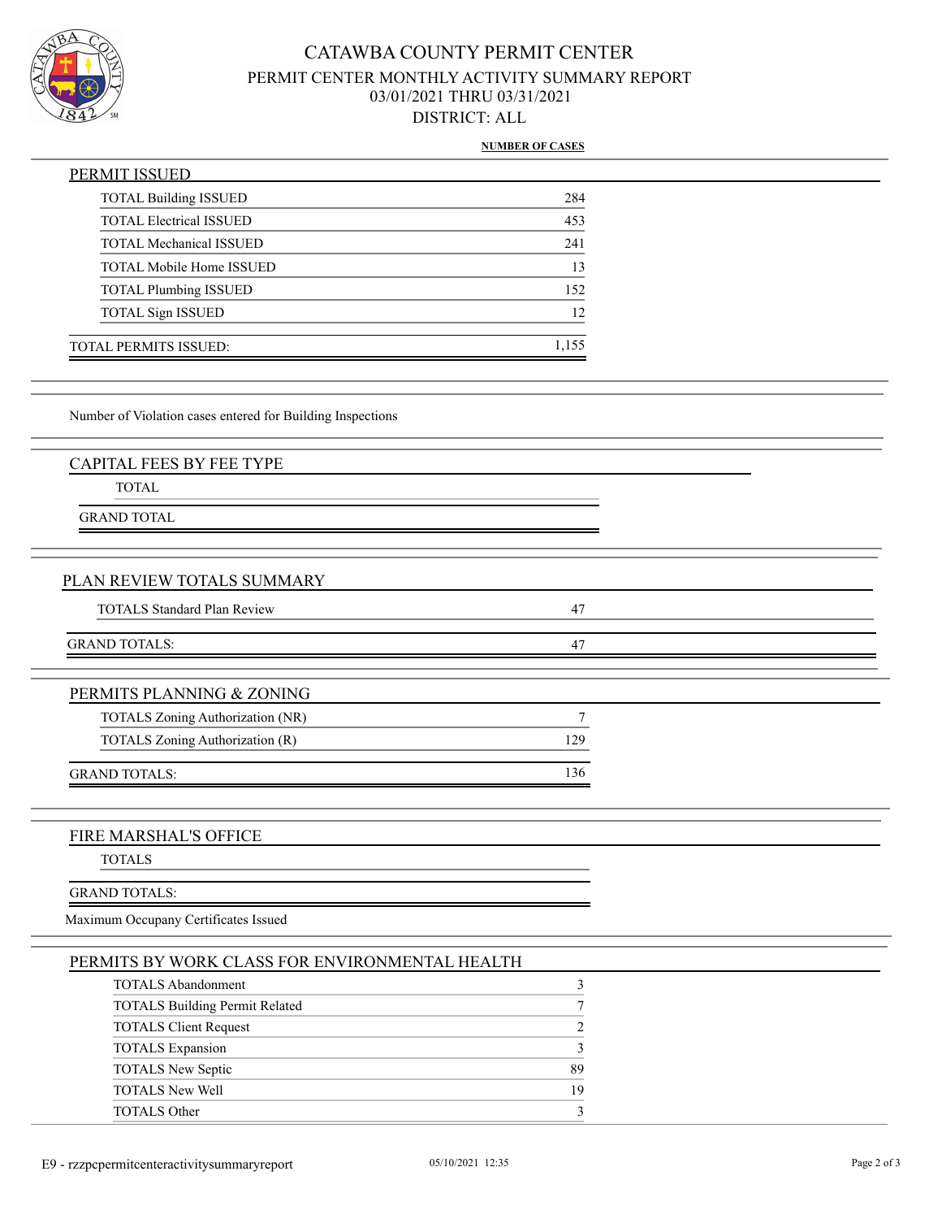# CATAWBA COUNTY PERMIT CENTER

## PERMIT CENTER MONTHLY ACTIVITY SUMMARY REPORT

### 03/01/2021 THRU 03/31/2021

### DISTRICT: ALL

**NUMBER OF CASES**

## PERMIT ISSUED

| | NUMBER OF CASES |
|---|---|
| TOTAL Building ISSUED | 284 |
| TOTAL Electrical ISSUED | 453 |
| TOTAL Mechanical ISSUED | 241 |
| TOTAL Mobile Home ISSUED | 13 |
| TOTAL Plumbing ISSUED | 152 |
| TOTAL Sign ISSUED | 12 |
| TOTAL PERMITS ISSUED: | 1,155 |

Number of Violation cases entered for Building Inspections

## CAPITAL FEES BY FEE TYPE

| | |
|---|---|
| TOTAL | |
| GRAND TOTAL | |

## PLAN REVIEW TOTALS SUMMARY

| | |
|---|---|
| TOTALS Standard Plan Review | 47 |
| GRAND TOTALS: | 47 |

## PERMITS PLANNING & ZONING

| | |
|---|---|
| TOTALS Zoning Authorization (NR) | 7 |
| TOTALS Zoning Authorization (R) | 129 |
| GRAND TOTALS: | 136 |

## FIRE MARSHAL'S OFFICE

| | |
|---|---|
| TOTALS | |
| GRAND TOTALS: | |

Maximum Occupany Certificates Issued

## PERMITS BY WORK CLASS FOR ENVIRONMENTAL HEALTH

| | |
|---|---|
| TOTALS Abandonment | 3 |
| TOTALS Building Permit Related | 7 |
| TOTALS Client Request | 2 |
| TOTALS Expansion | 3 |
| TOTALS New Septic | 89 |
| TOTALS New Well | 19 |
| TOTALS Other | 3 |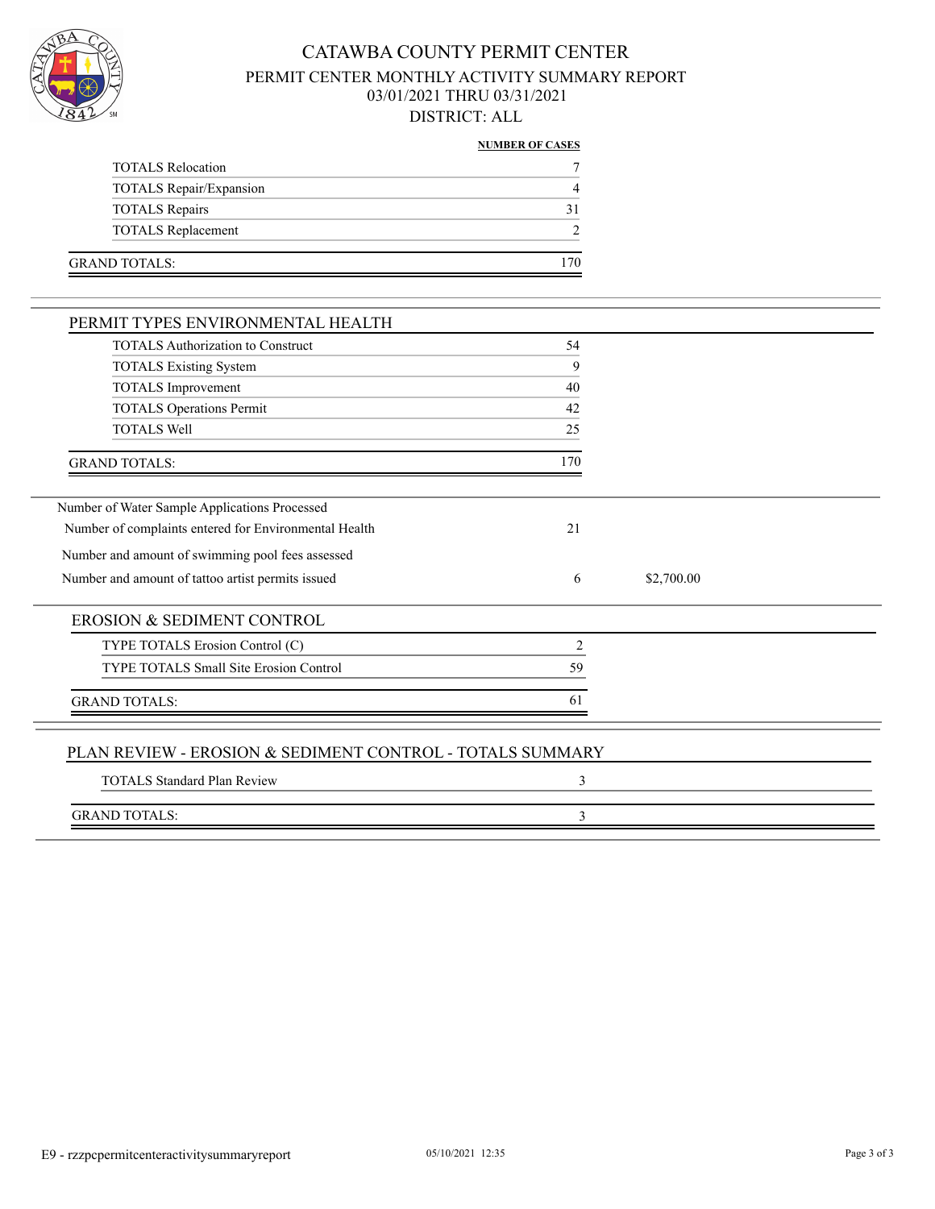# CATAWBA COUNTY PERMIT CENTER

## PERMIT CENTER MONTHLY ACTIVITY SUMMARY REPORT

03/01/2021 THRU 03/31/2021

DISTRICT: ALL

| | NUMBER OF CASES |
|---|---|
| TOTALS Relocation | 7 |
| TOTALS Repair/Expansion | 4 |
| TOTALS Repairs | 31 |
| TOTALS Replacement | 2 |
| GRAND TOTALS: | 170 |

## PERMIT TYPES ENVIRONMENTAL HEALTH

| | |
|---|---|
| TOTALS Authorization to Construct | 54 |
| TOTALS Existing System | 9 |
| TOTALS Improvement | 40 |
| TOTALS Operations Permit | 42 |
| TOTALS Well | 25 |
| GRAND TOTALS: | 170 |

| | | |
|---|---|---|
| Number of Water Sample Applications Processed | | |
| Number of complaints entered for Environmental Health | 21 | |
| Number and amount of swimming pool fees assessed | | |
| Number and amount of tattoo artist permits issued | 6 | $2,700.00 |

## EROSION & SEDIMENT CONTROL

| | |
|---|---|
| TYPE TOTALS Erosion Control (C) | 2 |
| TYPE TOTALS Small Site Erosion Control | 59 |
| GRAND TOTALS: | 61 |

## PLAN REVIEW - EROSION & SEDIMENT CONTROL - TOTALS SUMMARY

| | |
|---|---|
| TOTALS Standard Plan Review | 3 |
| GRAND TOTALS: | 3 |

E9 - rzzpcpermitcenteractivitysummaryreport 05/10/2021 12:35